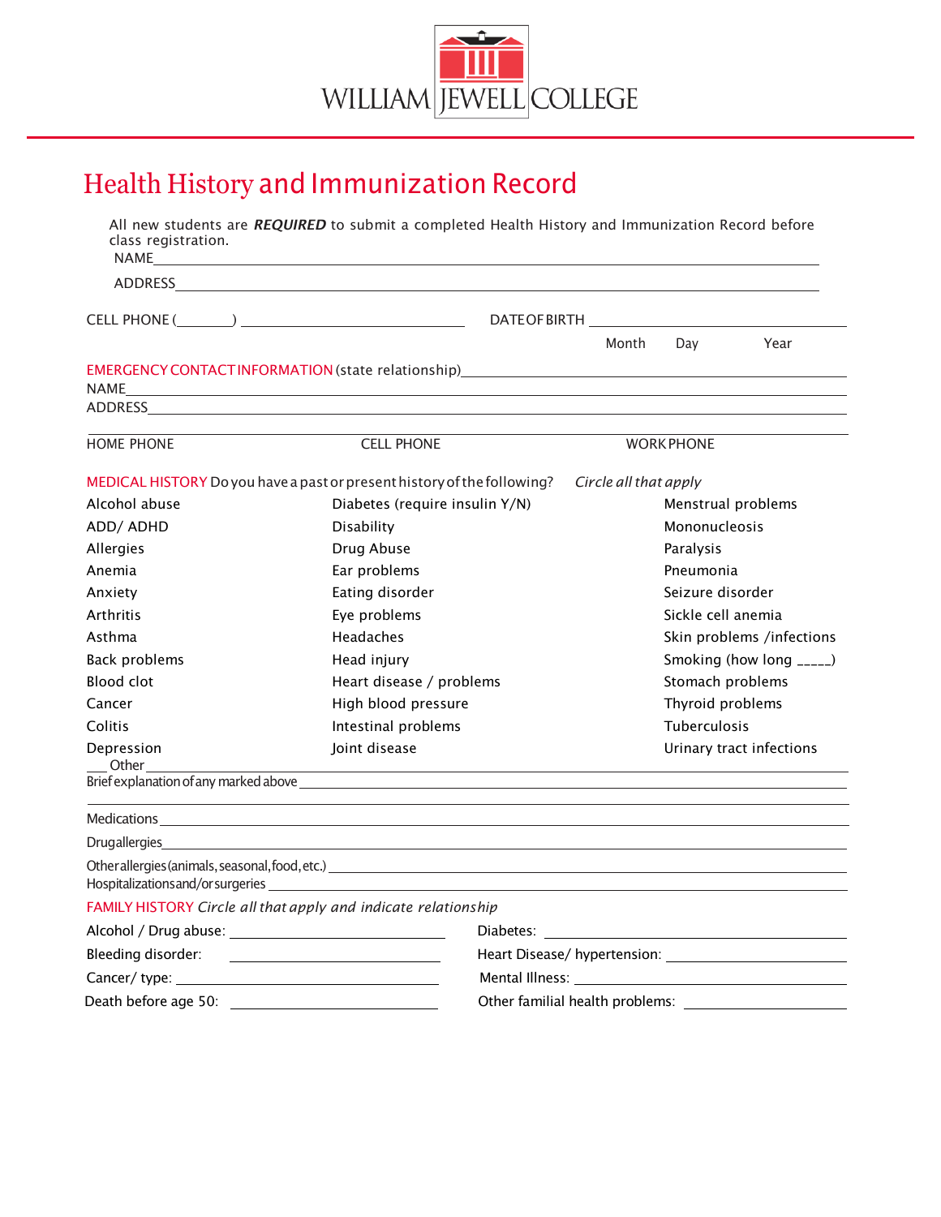WILLIAM JEWELL COLLEGE

# Health History and Immunization Record

All new students are ***REQUIRED*** to submit a completed Health History and Immunization Record before class registration.

NAME ______________________________________________

ADDRESS ______________________________________________

CELL PHONE (_______) ____________________ DATE OF BIRTH ____________________
Month Day Year

EMERGENCY CONTACT INFORMATION (state relationship) ______________________________

NAME ______________________________________________

ADDRESS ______________________________________________

HOME PHONE CELL PHONE WORK PHONE

MEDICAL HISTORY Do you have a past or present history of the following? *Circle all that apply*

| | | |
|---|---|---|
| Alcohol abuse | Diabetes (require insulin Y/N) | Menstrual problems |
| ADD/ ADHD | Disability | Mononucleosis |
| Allergies | Drug Abuse | Paralysis |
| Anemia | Ear problems | Pneumonia |
| Anxiety | Eating disorder | Seizure disorder |
| Arthritis | Eye problems | Sickle cell anemia |
| Asthma | Headaches | Skin problems /infections |
| Back problems | Head injury | Smoking (how long _____) |
| Blood clot | Heart disease / problems | Stomach problems |
| Cancer | High blood pressure | Thyroid problems |
| Colitis | Intestinal problems | Tuberculosis |
| Depression | Joint disease | Urinary tract infections |

___ Other ______________________________________________

Brief explanation of any marked above ______________________________________________

Medications ______________________________________________

Drug allergies ______________________________________________

Other allergies (animals, seasonal, food, etc.) ______________________________________________

Hospitalizations and/or surgeries ______________________________________________

FAMILY HISTORY *Circle all that apply and indicate relationship*

| | |
|---|---|
| Alcohol / Drug abuse: ____________ | Diabetes: ____________ |
| Bleeding disorder: ____________ | Heart Disease/ hypertension: ____________ |
| Cancer/ type: ____________ | Mental Illness: ____________ |
| Death before age 50: ____________ | Other familial health problems: ____________ |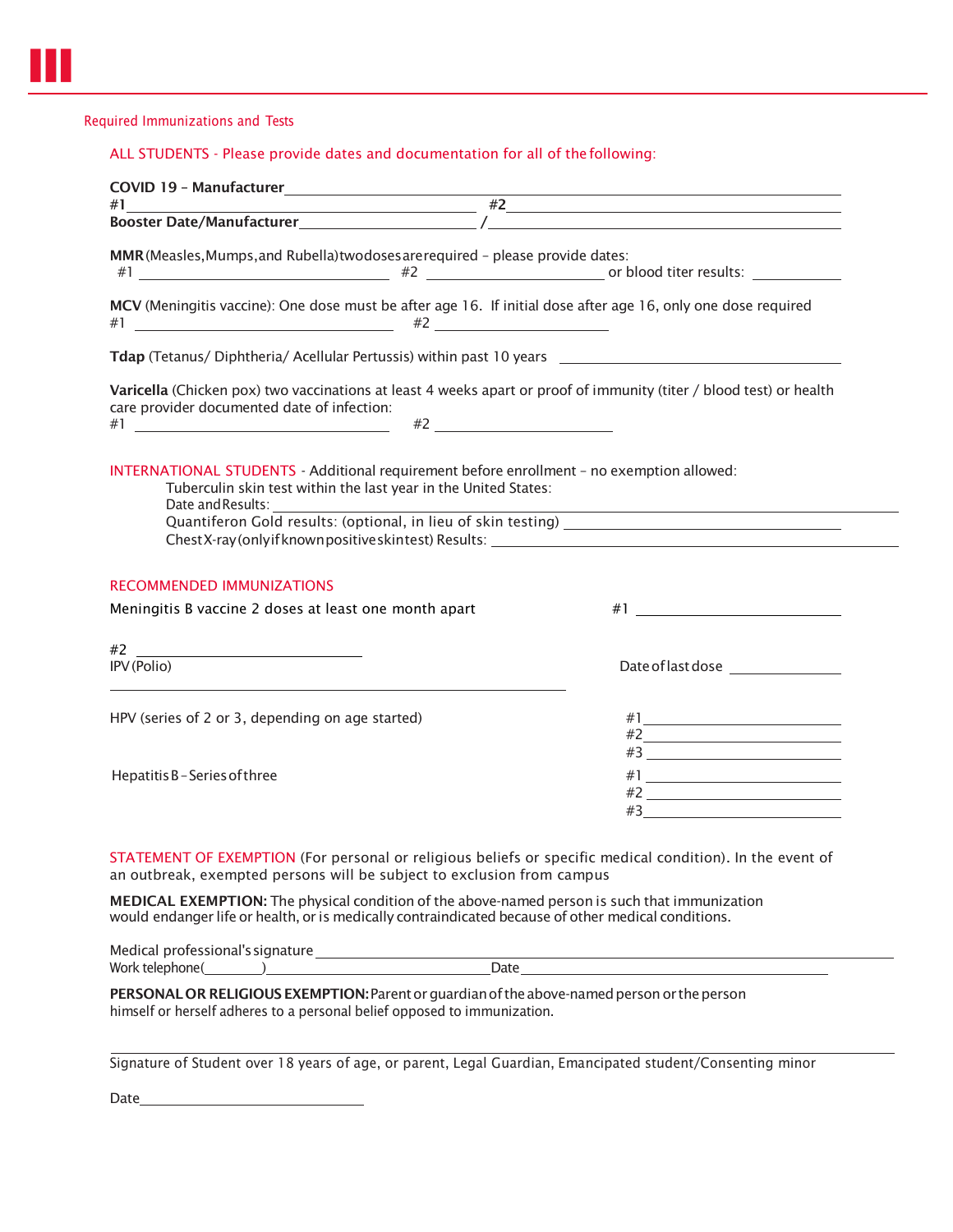## Required Immunizations and Tests

ALL STUDENTS - Please provide dates and documentation for all of the following:

**COVID 19 – Manufacturer** ____________________

**#1** ____________________ **#2** ____________________

**Booster Date/Manufacturer** ____________________ / ____________________

**MMR** (Measles, Mumps, and Rubella) two doses are required – please provide dates:
#1 ____________________ #2 ____________________ or blood titer results: ____________

**MCV** (Meningitis vaccine): One dose must be after age 16. If initial dose after age 16, only one dose required
#1 ____________________ #2 ____________________

**Tdap** (Tetanus/ Diphtheria/ Acellular Pertussis) within past 10 years ____________________

**Varicella** (Chicken pox) two vaccinations at least 4 weeks apart or proof of immunity (titer / blood test) or health care provider documented date of infection:
#1 ____________________ #2 ____________________

INTERNATIONAL STUDENTS - Additional requirement before enrollment – no exemption allowed:

Tuberculin skin test within the last year in the United States:
Date and Results: ____________________
Quantiferon Gold results: (optional, in lieu of skin testing) ____________________
Chest X-ray (only if known positive skin test) Results: ____________________

## RECOMMENDED IMMUNIZATIONS

Meningitis B vaccine 2 doses at least one month apart #1 ____________________

#2 ____________________

IPV (Polio) Date of last dose ____________

____________________

HPV (series of 2 or 3, depending on age started)
#1 ____________________
#2 ____________________
#3 ____________________

Hepatitis B – Series of three
#1 ____________________
#2 ____________________
#3 ____________________

STATEMENT OF EXEMPTION (For personal or religious beliefs or specific medical condition). In the event of an outbreak, exempted persons will be subject to exclusion from campus

**MEDICAL EXEMPTION:** The physical condition of the above-named person is such that immunization would endanger life or health, or is medically contraindicated because of other medical conditions.

Medical professional's signature ____________________
Work telephone(________) ____________________ Date ____________________

**PERSONAL OR RELIGIOUS EXEMPTION:** Parent or guardian of the above-named person or the person himself or herself adheres to a personal belief opposed to immunization.

____________________
Signature of Student over 18 years of age, or parent, Legal Guardian, Emancipated student/Consenting minor

Date ____________________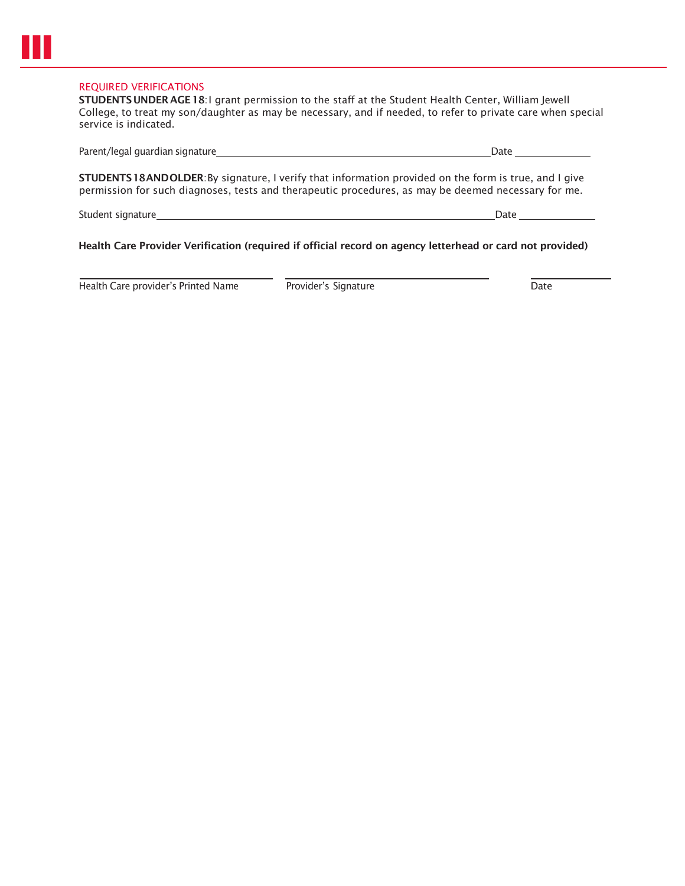## REQUIRED VERIFICATIONS

**STUDENTS UNDER AGE 18**: I grant permission to the staff at the Student Health Center, William Jewell College, to treat my son/daughter as may be necessary, and if needed, to refer to private care when special service is indicated.

Parent/legal guardian signature________________________________________ Date ____________

**STUDENTS 18 AND OLDER**: By signature, I verify that information provided on the form is true, and I give permission for such diagnoses, tests and therapeutic procedures, as may be deemed necessary for me.

Student signature________________________________________ Date ____________

**Health Care Provider Verification (required if official record on agency letterhead or card not provided)**

| ____________________ | ____________________ | ____________ |
|---|---|---|
| Health Care provider's Printed Name | Provider's Signature | Date |